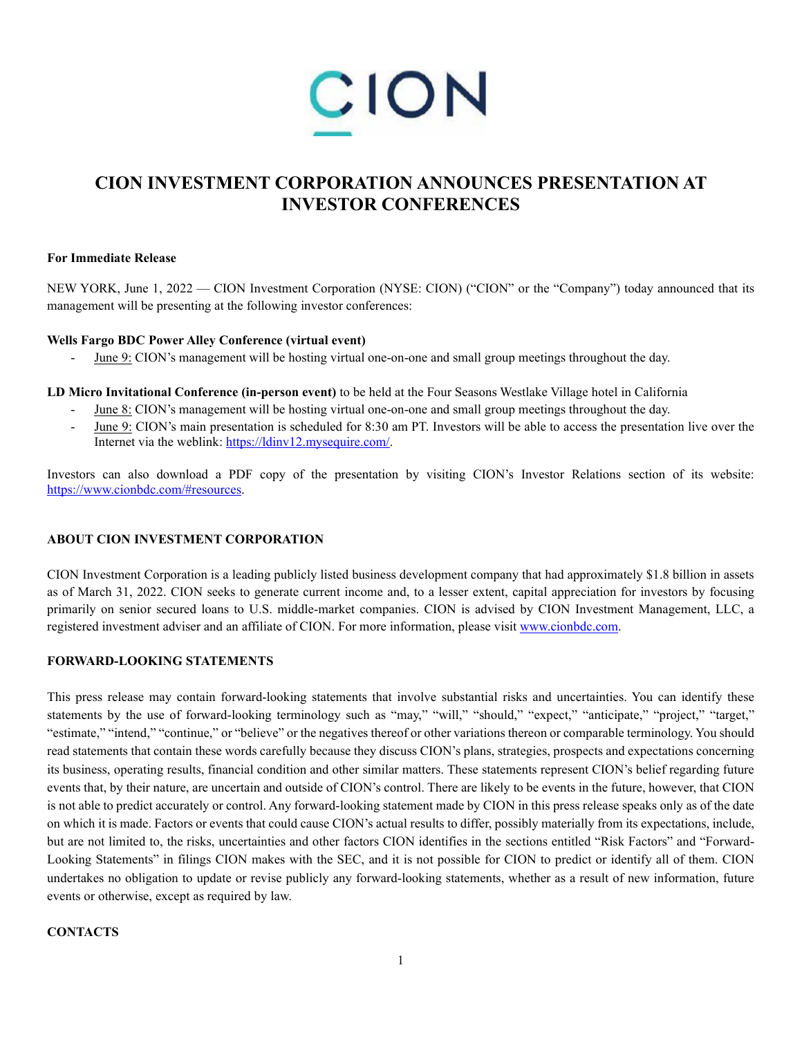# CION INVESTMENT CORPORATION ANNOUNCES PRESENTATION AT INVESTOR CONFERENCES

**For Immediate Release**

NEW YORK, June 1, 2022 — CION Investment Corporation (NYSE: CION) ("CION" or the "Company") today announced that its management will be presenting at the following investor conferences:

**Wells Fargo BDC Power Alley Conference (virtual event)**

- June 9: CION's management will be hosting virtual one-on-one and small group meetings throughout the day.

**LD Micro Invitational Conference (in-person event)** to be held at the Four Seasons Westlake Village hotel in California

- June 8: CION's management will be hosting virtual one-on-one and small group meetings throughout the day.
- June 9: CION's main presentation is scheduled for 8:30 am PT. Investors will be able to access the presentation live over the Internet via the weblink: [https://ldinv12.mysequire.com/](https://ldinv12.mysequire.com/).

Investors can also download a PDF copy of the presentation by visiting CION's Investor Relations section of its website: [https://www.cionbdc.com/#resources](https://www.cionbdc.com/#resources).

**ABOUT CION INVESTMENT CORPORATION**

CION Investment Corporation is a leading publicly listed business development company that had approximately $1.8 billion in assets as of March 31, 2022. CION seeks to generate current income and, to a lesser extent, capital appreciation for investors by focusing primarily on senior secured loans to U.S. middle-market companies. CION is advised by CION Investment Management, LLC, a registered investment adviser and an affiliate of CION. For more information, please visit [www.cionbdc.com](www.cionbdc.com).

**FORWARD-LOOKING STATEMENTS**

This press release may contain forward-looking statements that involve substantial risks and uncertainties. You can identify these statements by the use of forward-looking terminology such as "may," "will," "should," "expect," "anticipate," "project," "target," "estimate," "intend," "continue," or "believe" or the negatives thereof or other variations thereon or comparable terminology. You should read statements that contain these words carefully because they discuss CION's plans, strategies, prospects and expectations concerning its business, operating results, financial condition and other similar matters. These statements represent CION's belief regarding future events that, by their nature, are uncertain and outside of CION's control. There are likely to be events in the future, however, that CION is not able to predict accurately or control. Any forward-looking statement made by CION in this press release speaks only as of the date on which it is made. Factors or events that could cause CION's actual results to differ, possibly materially from its expectations, include, but are not limited to, the risks, uncertainties and other factors CION identifies in the sections entitled "Risk Factors" and "Forward-Looking Statements" in filings CION makes with the SEC, and it is not possible for CION to predict or identify all of them. CION undertakes no obligation to update or revise publicly any forward-looking statements, whether as a result of new information, future events or otherwise, except as required by law.

**CONTACTS**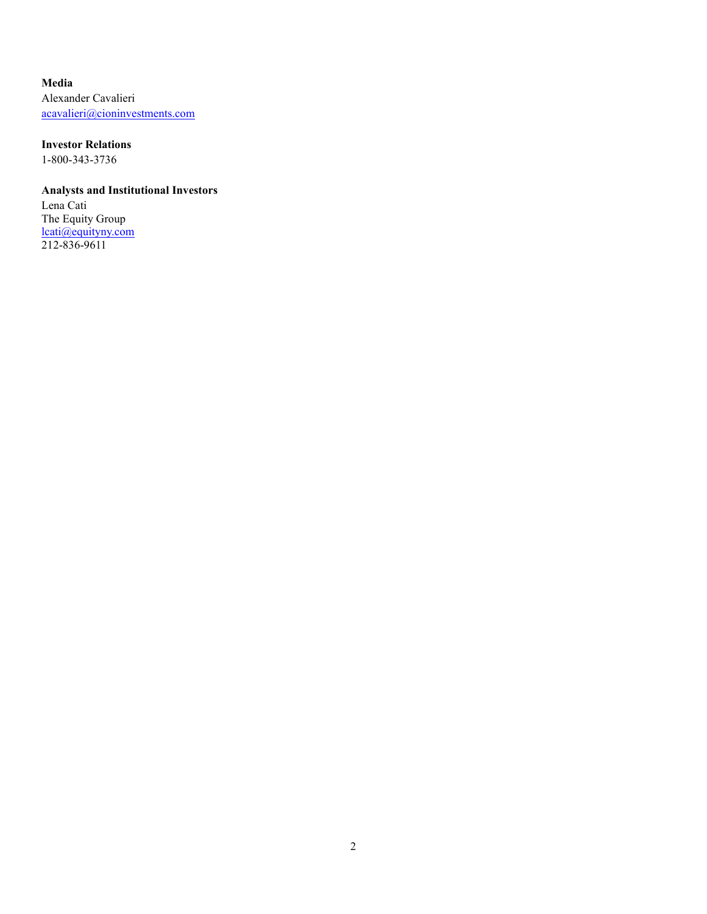**Media**
Alexander Cavalieri
acavalieri@cioninvestments.com

**Investor Relations**
1-800-343-3736

**Analysts and Institutional Investors**
Lena Cati
The Equity Group
lcati@equityny.com
212-836-9611